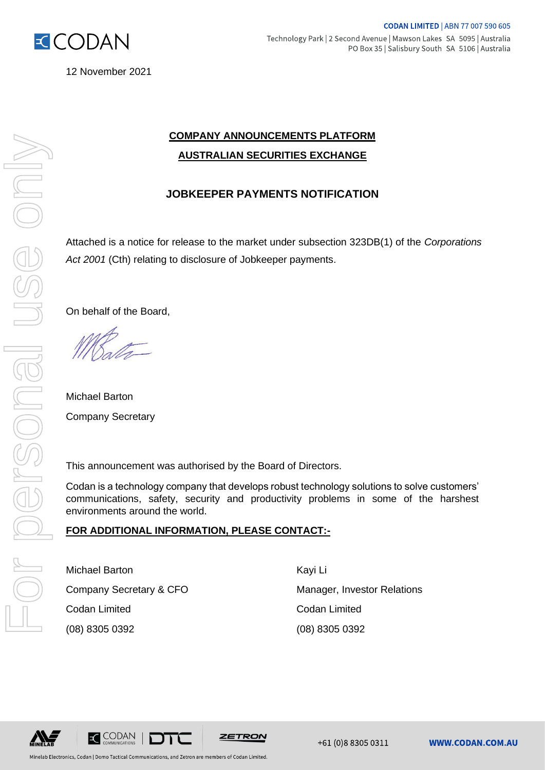**CODAN LIMITED** | ABN 77 007 590 605
Technology Park | 2 Second Avenue | Mawson Lakes SA 5095 | Australia
PO Box 35 | Salisbury South SA 5106 | Australia

12 November 2021

**COMPANY ANNOUNCEMENTS PLATFORM**

**AUSTRALIAN SECURITIES EXCHANGE**

## JOBKEEPER PAYMENTS NOTIFICATION

Attached is a notice for release to the market under subsection 323DB(1) of the *Corporations Act 2001* (Cth) relating to disclosure of Jobkeeper payments.

On behalf of the Board,

Michael Barton
Company Secretary

This announcement was authorised by the Board of Directors.

Codan is a technology company that develops robust technology solutions to solve customers' communications, safety, security and productivity problems in some of the harshest environments around the world.

**FOR ADDITIONAL INFORMATION, PLEASE CONTACT:-**

| | |
|---|---|
| Michael Barton | Kayi Li |
| Company Secretary & CFO | Manager, Investor Relations |
| Codan Limited | Codan Limited |
| (08) 8305 0392 | (08) 8305 0392 |

Minelab Electronics, Codan | Domo Tactical Communications, and Zetron are members of Codan Limited.

+61 (0)8 8305 0311 WWW.CODAN.COM.AU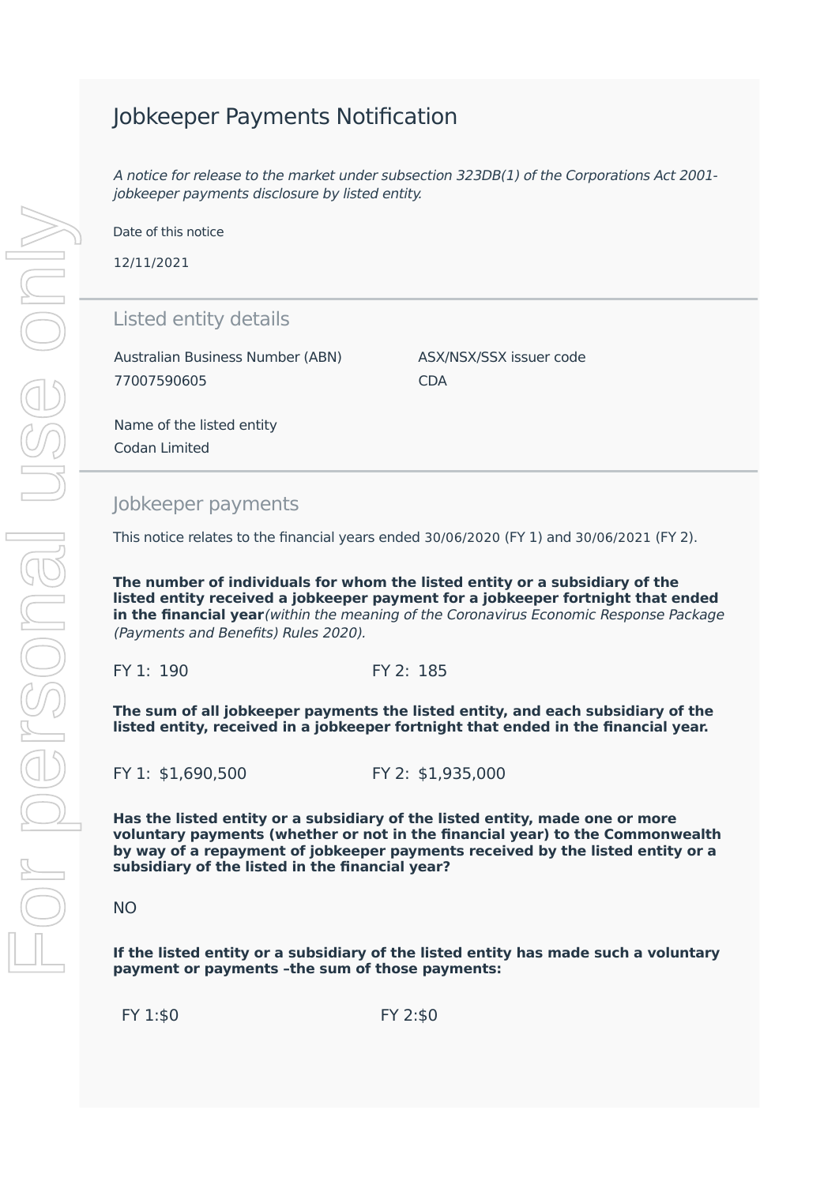# Jobkeeper Payments Notification

*A notice for release to the market under subsection 323DB(1) of the Corporations Act 2001- jobkeeper payments disclosure by listed entity.*

Date of this notice

12/11/2021

## Listed entity details

Australian Business Number (ABN)

77007590605

ASX/NSX/SSX issuer code

CDA

Name of the listed entity

Codan Limited

## Jobkeeper payments

This notice relates to the financial years ended 30/06/2020 (FY 1) and 30/06/2021 (FY 2).

**The number of individuals for whom the listed entity or a subsidiary of the listed entity received a jobkeeper payment for a jobkeeper fortnight that ended in the financial year***(within the meaning of the Coronavirus Economic Response Package (Payments and Benefits) Rules 2020).*

FY 1: 190

FY 2: 185

**The sum of all jobkeeper payments the listed entity, and each subsidiary of the listed entity, received in a jobkeeper fortnight that ended in the financial year.**

FY 1: $1,690,500

FY 2: $1,935,000

**Has the listed entity or a subsidiary of the listed entity, made one or more voluntary payments (whether or not in the financial year) to the Commonwealth by way of a repayment of jobkeeper payments received by the listed entity or a subsidiary of the listed in the financial year?**

NO

**If the listed entity or a subsidiary of the listed entity has made such a voluntary payment or payments –the sum of those payments:**

FY 1:$0

FY 2:$0